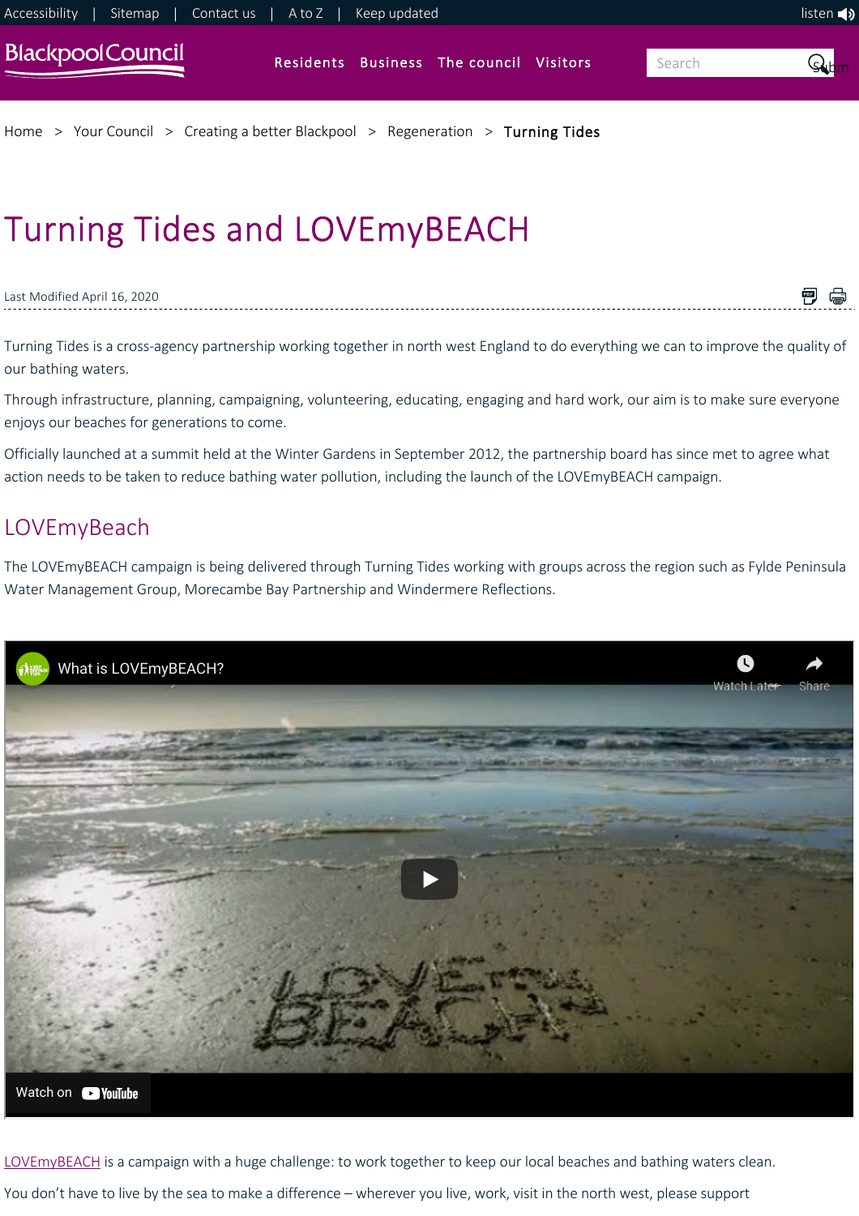Accessibility | Sitemap | Contact us | A to Z | Keep updated

Home > Your Council > Creating a better Blackpool > Regeneration > Turning Tides

# Turning Tides and LOVEmyBEACH

Last Modified April 16, 2020

Turning Tides is a cross-agency partnership working together in north west England to do everything we can to improve the quality of our bathing waters.

Through infrastructure, planning, campaigning, volunteering, educating, engaging and hard work, our aim is to make sure everyone enjoys our beaches for generations to come.

Officially launched at a summit held at the Winter Gardens in September 2012, the partnership board has since met to agree what action needs to be taken to reduce bathing water pollution, including the launch of the LOVEmyBEACH campaign.

## LOVEmyBeach

The LOVEmyBEACH campaign is being delivered through Turning Tides working with groups across the region such as Fylde Peninsula Water Management Group, Morecambe Bay Partnership and Windermere Reflections.

What is LOVEmyBEACH?

LOVEmyBEACH is a campaign with a huge challenge: to work together to keep our local beaches and bathing waters clean.

You don't have to live by the sea to make a difference – wherever you live, work, visit in the north west, please support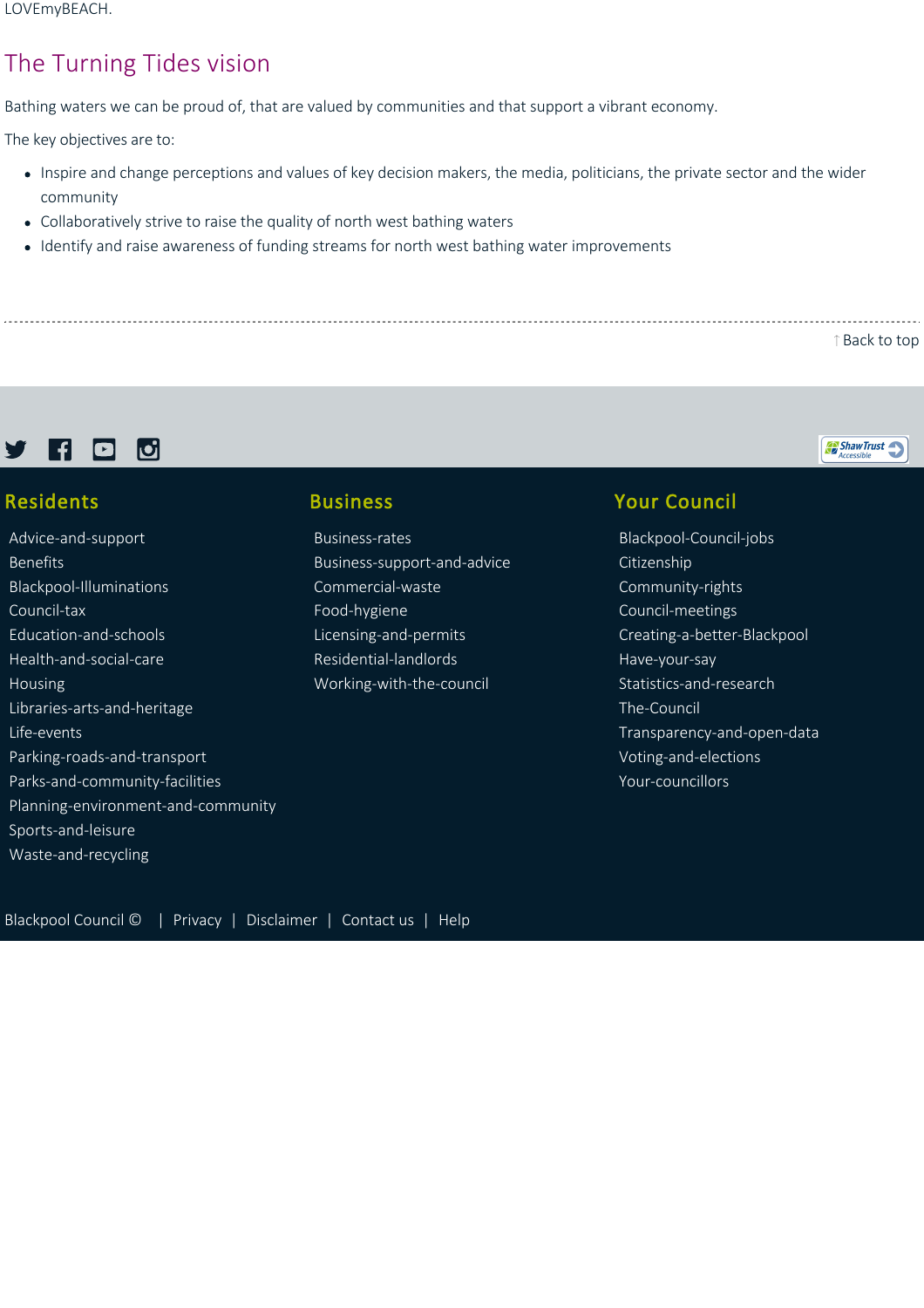LOVEmyBEACH.

## The Turning Tides vision

Bathing waters we can be proud of, that are valued by communities and that support a vibrant economy.

The key objectives are to:

- Inspire and change perceptions and values of key decision makers, the media, politicians, the private sector and the wider community
- Collaboratively strive to raise the quality of north west bathing waters
- Identify and raise awareness of funding streams for north west bathing water improvements

↑ Back to top

### Residents

- Advice-and-support
- Benefits
- Blackpool-Illuminations
- Council-tax
- Education-and-schools
- Health-and-social-care
- Housing
- Libraries-arts-and-heritage
- Life-events
- Parking-roads-and-transport
- Parks-and-community-facilities
- Planning-environment-and-community
- Sports-and-leisure
- Waste-and-recycling

### Business

- Business-rates
- Business-support-and-advice
- Commercial-waste
- Food-hygiene
- Licensing-and-permits
- Residential-landlords
- Working-with-the-council

### Your Council

- Blackpool-Council-jobs
- Citizenship
- Community-rights
- Council-meetings
- Creating-a-better-Blackpool
- Have-your-say
- Statistics-and-research
- The-Council
- Transparency-and-open-data
- Voting-and-elections
- Your-councillors

Blackpool Council © | Privacy | Disclaimer | Contact us | Help